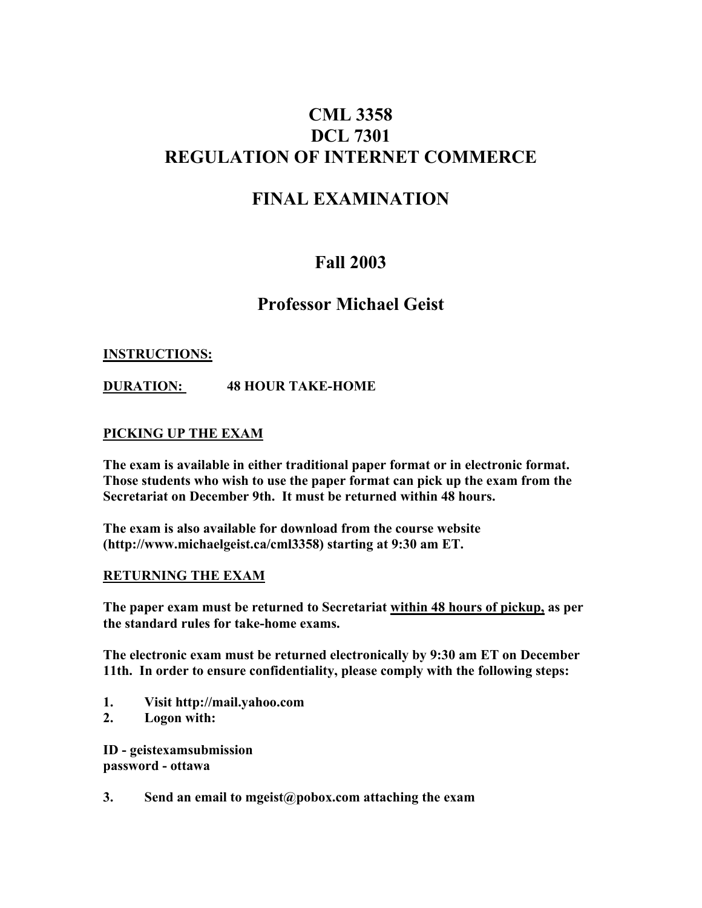# CML 3358
# DCL 7301
# REGULATION OF INTERNET COMMERCE

# FINAL EXAMINATION

## Fall 2003

## Professor Michael Geist

**<u>INSTRUCTIONS:</u>**

**<u>DURATION:</u> 48 HOUR TAKE-HOME**

**<u>PICKING UP THE EXAM</u>**

**The exam is available in either traditional paper format or in electronic format. Those students who wish to use the paper format can pick up the exam from the Secretariat on December 9th. It must be returned within 48 hours.**

**The exam is also available for download from the course website (http://www.michaelgeist.ca/cml3358) starting at 9:30 am ET.**

**<u>RETURNING THE EXAM</u>**

**The paper exam must be returned to Secretariat <u>within 48 hours of pickup,</u> as per the standard rules for take-home exams.**

**The electronic exam must be returned electronically by 9:30 am ET on December 11th. In order to ensure confidentiality, please comply with the following steps:**

1. **Visit http://mail.yahoo.com**
2. **Logon with:**

**ID - geistexamsubmission**
**password - ottawa**

3. **Send an email to mgeist@pobox.com attaching the exam**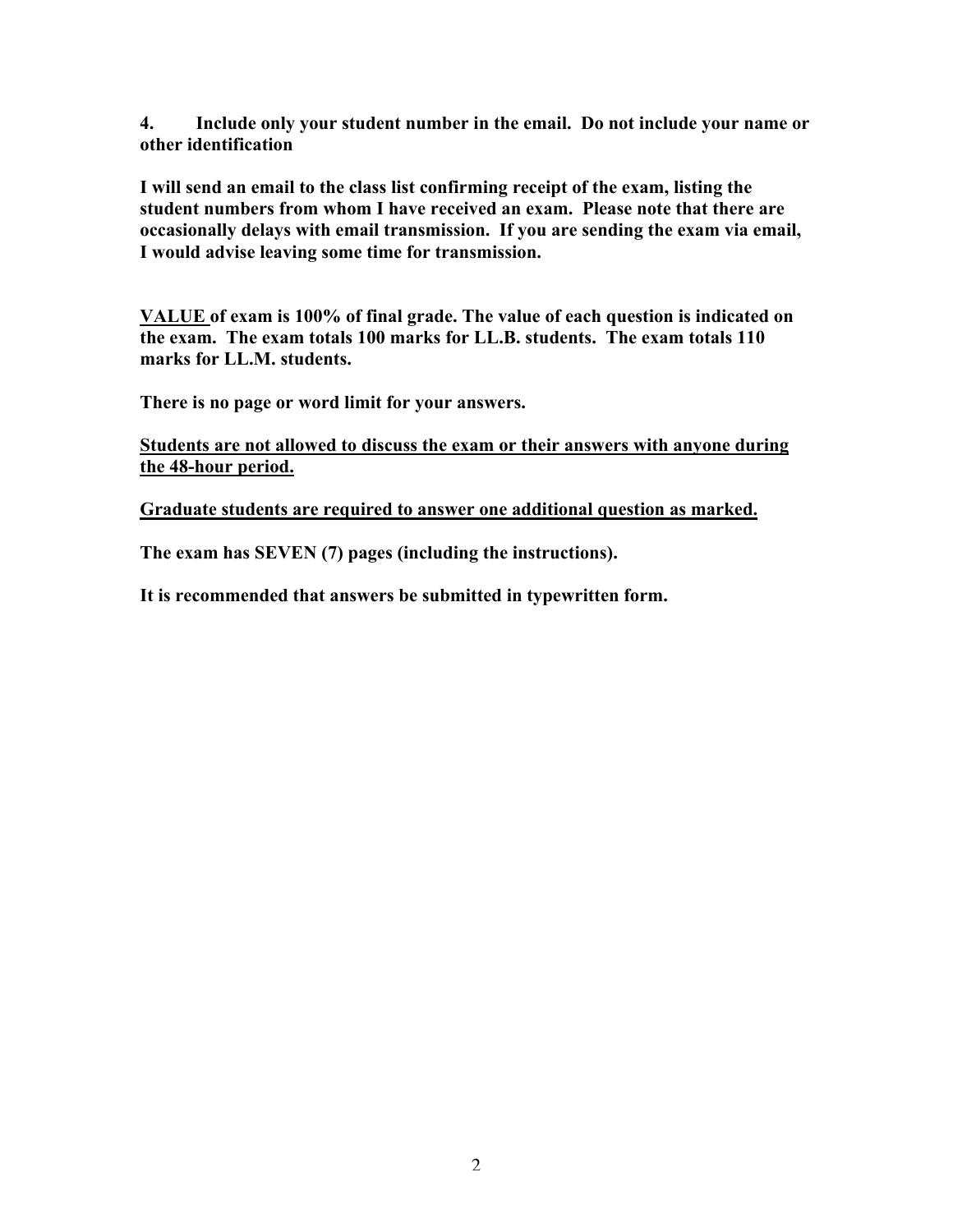**4. Include only your student number in the email. Do not include your name or other identification**

**I will send an email to the class list confirming receipt of the exam, listing the student numbers from whom I have received an exam. Please note that there are occasionally delays with email transmission. If you are sending the exam via email, I would advise leaving some time for transmission.**

**<u>VALUE</u> of exam is 100% of final grade. The value of each question is indicated on the exam. The exam totals 100 marks for LL.B. students. The exam totals 110 marks for LL.M. students.**

**There is no page or word limit for your answers.**

**<u>Students are not allowed to discuss the exam or their answers with anyone during the 48-hour period.</u>**

**<u>Graduate students are required to answer one additional question as marked.</u>**

**The exam has SEVEN (7) pages (including the instructions).**

**It is recommended that answers be submitted in typewritten form.**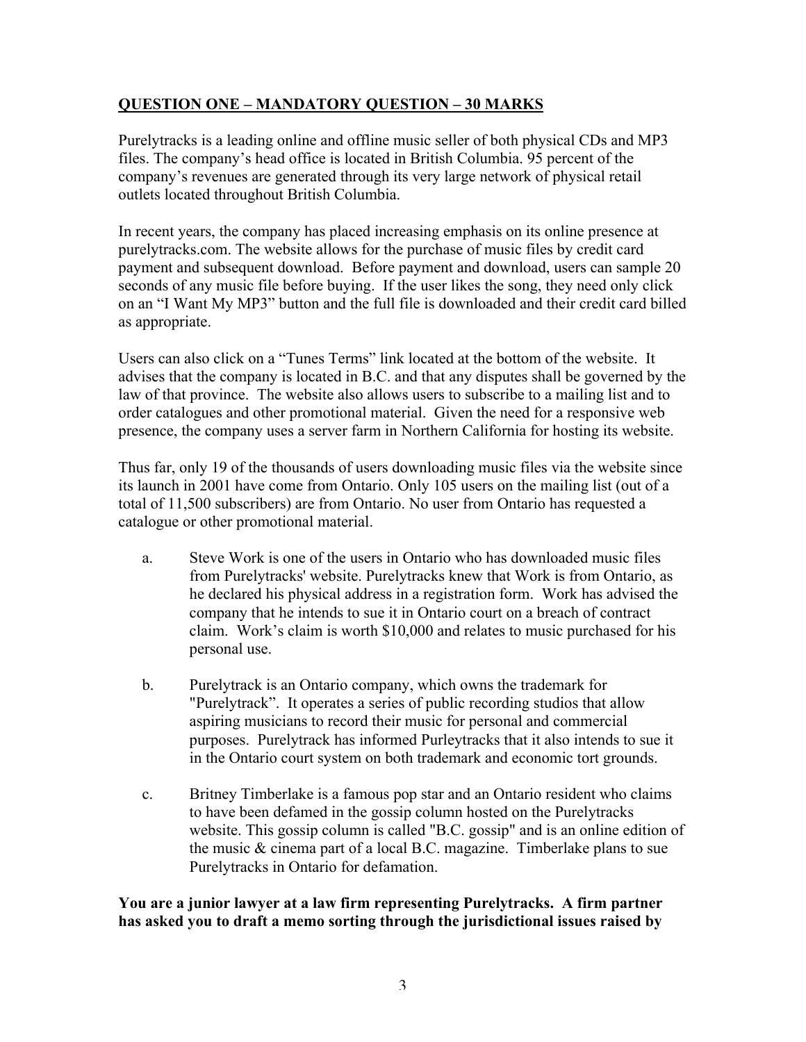**QUESTION ONE – MANDATORY QUESTION – 30 MARKS**

Purelytracks is a leading online and offline music seller of both physical CDs and MP3 files. The company's head office is located in British Columbia. 95 percent of the company's revenues are generated through its very large network of physical retail outlets located throughout British Columbia.

In recent years, the company has placed increasing emphasis on its online presence at purelytracks.com. The website allows for the purchase of music files by credit card payment and subsequent download. Before payment and download, users can sample 20 seconds of any music file before buying. If the user likes the song, they need only click on an "I Want My MP3" button and the full file is downloaded and their credit card billed as appropriate.

Users can also click on a "Tunes Terms" link located at the bottom of the website. It advises that the company is located in B.C. and that any disputes shall be governed by the law of that province. The website also allows users to subscribe to a mailing list and to order catalogues and other promotional material. Given the need for a responsive web presence, the company uses a server farm in Northern California for hosting its website.

Thus far, only 19 of the thousands of users downloading music files via the website since its launch in 2001 have come from Ontario. Only 105 users on the mailing list (out of a total of 11,500 subscribers) are from Ontario. No user from Ontario has requested a catalogue or other promotional material.

a. Steve Work is one of the users in Ontario who has downloaded music files from Purelytracks' website. Purelytracks knew that Work is from Ontario, as he declared his physical address in a registration form. Work has advised the company that he intends to sue it in Ontario court on a breach of contract claim. Work's claim is worth $10,000 and relates to music purchased for his personal use.

b. Purelytrack is an Ontario company, which owns the trademark for "Purelytrack". It operates a series of public recording studios that allow aspiring musicians to record their music for personal and commercial purposes. Purelytrack has informed Purleytracks that it also intends to sue it in the Ontario court system on both trademark and economic tort grounds.

c. Britney Timberlake is a famous pop star and an Ontario resident who claims to have been defamed in the gossip column hosted on the Purelytracks website. This gossip column is called "B.C. gossip" and is an online edition of the music & cinema part of a local B.C. magazine. Timberlake plans to sue Purelytracks in Ontario for defamation.

**You are a junior lawyer at a law firm representing Purelytracks. A firm partner has asked you to draft a memo sorting through the jurisdictional issues raised by**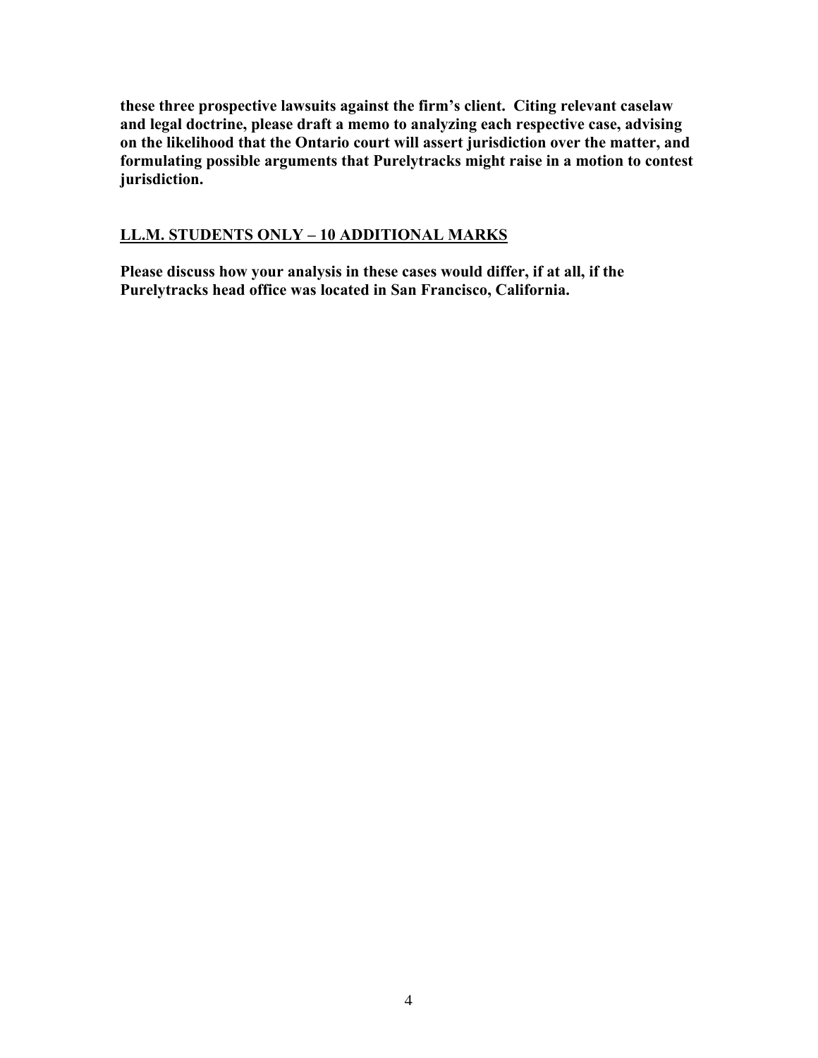**these three prospective lawsuits against the firm's client. Citing relevant caselaw and legal doctrine, please draft a memo to analyzing each respective case, advising on the likelihood that the Ontario court will assert jurisdiction over the matter, and formulating possible arguments that Purelytracks might raise in a motion to contest jurisdiction.**

## LL.M. STUDENTS ONLY – 10 ADDITIONAL MARKS

**Please discuss how your analysis in these cases would differ, if at all, if the Purelytracks head office was located in San Francisco, California.**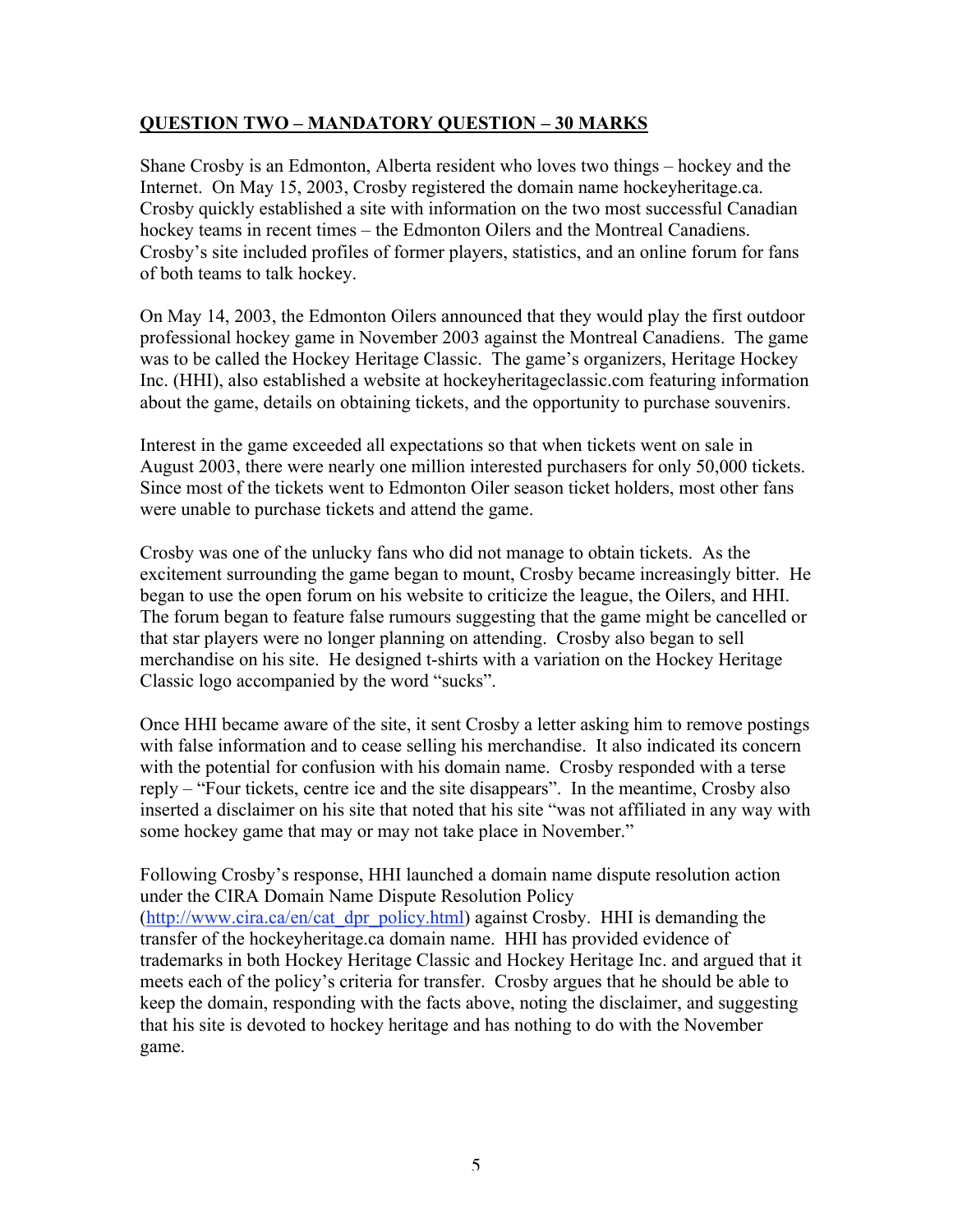## <u>QUESTION TWO – MANDATORY QUESTION – 30 MARKS</u>

Shane Crosby is an Edmonton, Alberta resident who loves two things – hockey and the Internet. On May 15, 2003, Crosby registered the domain name hockeyheritage.ca. Crosby quickly established a site with information on the two most successful Canadian hockey teams in recent times – the Edmonton Oilers and the Montreal Canadiens. Crosby's site included profiles of former players, statistics, and an online forum for fans of both teams to talk hockey.

On May 14, 2003, the Edmonton Oilers announced that they would play the first outdoor professional hockey game in November 2003 against the Montreal Canadiens. The game was to be called the Hockey Heritage Classic. The game's organizers, Heritage Hockey Inc. (HHI), also established a website at hockeyheritageclassic.com featuring information about the game, details on obtaining tickets, and the opportunity to purchase souvenirs.

Interest in the game exceeded all expectations so that when tickets went on sale in August 2003, there were nearly one million interested purchasers for only 50,000 tickets. Since most of the tickets went to Edmonton Oiler season ticket holders, most other fans were unable to purchase tickets and attend the game.

Crosby was one of the unlucky fans who did not manage to obtain tickets. As the excitement surrounding the game began to mount, Crosby became increasingly bitter. He began to use the open forum on his website to criticize the league, the Oilers, and HHI. The forum began to feature false rumours suggesting that the game might be cancelled or that star players were no longer planning on attending. Crosby also began to sell merchandise on his site. He designed t-shirts with a variation on the Hockey Heritage Classic logo accompanied by the word "sucks".

Once HHI became aware of the site, it sent Crosby a letter asking him to remove postings with false information and to cease selling his merchandise. It also indicated its concern with the potential for confusion with his domain name. Crosby responded with a terse reply – "Four tickets, centre ice and the site disappears". In the meantime, Crosby also inserted a disclaimer on his site that noted that his site "was not affiliated in any way with some hockey game that may or may not take place in November."

Following Crosby's response, HHI launched a domain name dispute resolution action under the CIRA Domain Name Dispute Resolution Policy (http://www.cira.ca/en/cat_dpr_policy.html) against Crosby. HHI is demanding the transfer of the hockeyheritage.ca domain name. HHI has provided evidence of trademarks in both Hockey Heritage Classic and Hockey Heritage Inc. and argued that it meets each of the policy's criteria for transfer. Crosby argues that he should be able to keep the domain, responding with the facts above, noting the disclaimer, and suggesting that his site is devoted to hockey heritage and has nothing to do with the November game.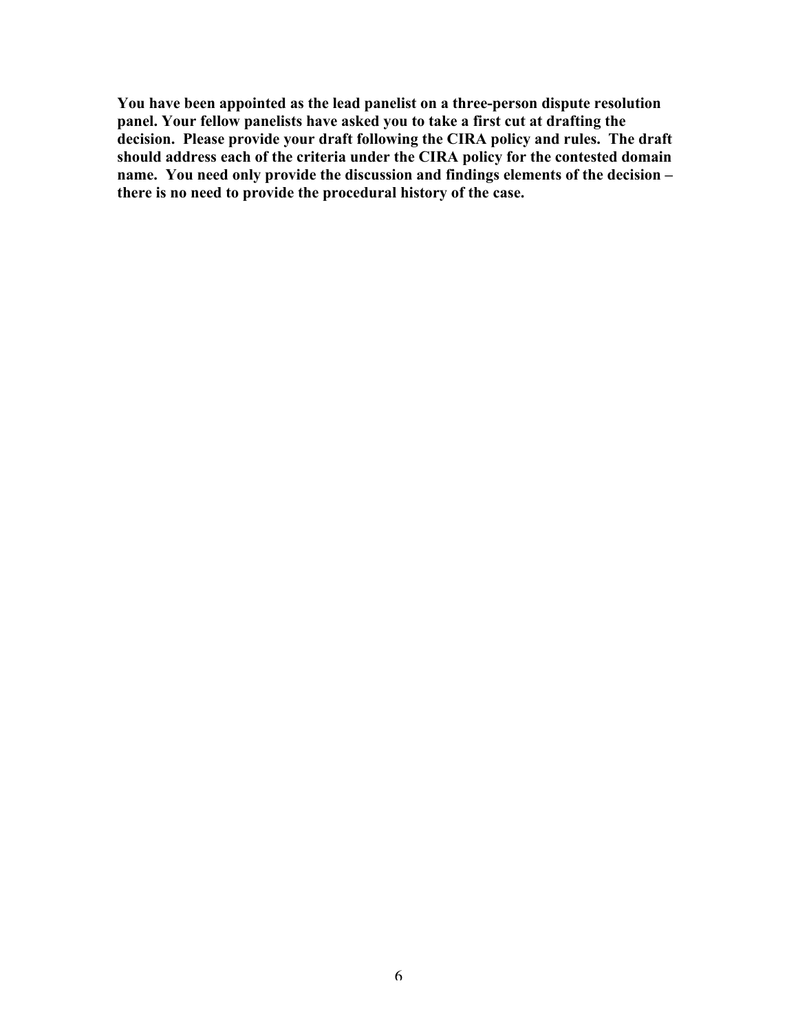**You have been appointed as the lead panelist on a three-person dispute resolution panel. Your fellow panelists have asked you to take a first cut at drafting the decision. Please provide your draft following the CIRA policy and rules. The draft should address each of the criteria under the CIRA policy for the contested domain name. You need only provide the discussion and findings elements of the decision – there is no need to provide the procedural history of the case.**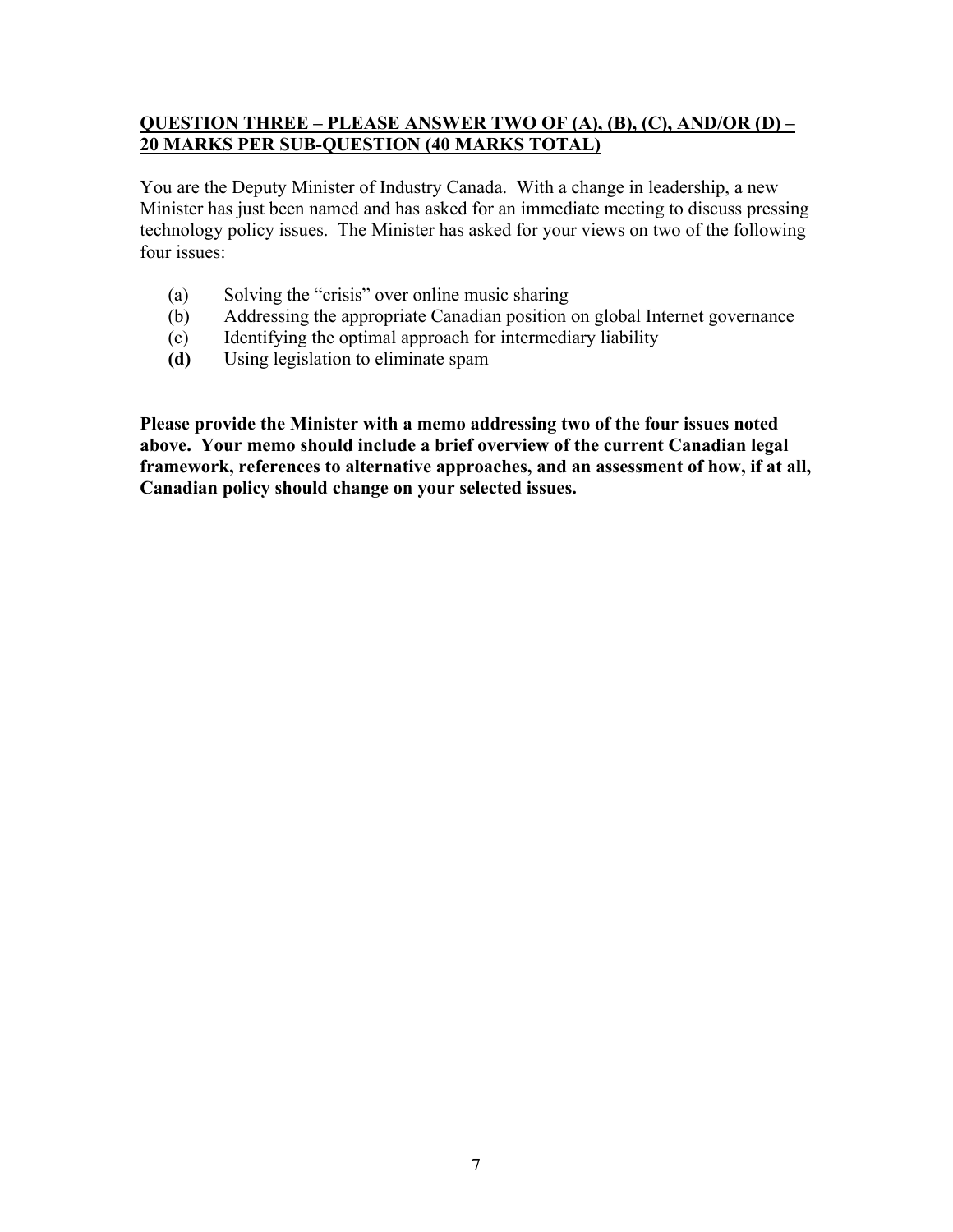**QUESTION THREE – PLEASE ANSWER TWO OF (A), (B), (C), AND/OR (D) – 20 MARKS PER SUB-QUESTION (40 MARKS TOTAL)**

You are the Deputy Minister of Industry Canada. With a change in leadership, a new Minister has just been named and has asked for an immediate meeting to discuss pressing technology policy issues. The Minister has asked for your views on two of the following four issues:

(a) Solving the "crisis" over online music sharing
(b) Addressing the appropriate Canadian position on global Internet governance
(c) Identifying the optimal approach for intermediary liability
**(d)** Using legislation to eliminate spam

**Please provide the Minister with a memo addressing two of the four issues noted above. Your memo should include a brief overview of the current Canadian legal framework, references to alternative approaches, and an assessment of how, if at all, Canadian policy should change on your selected issues.**